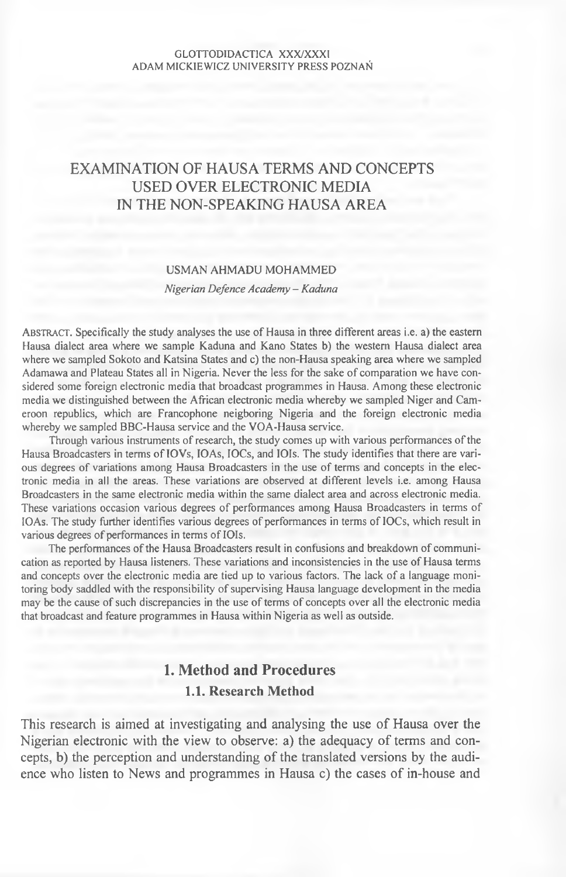GLOTTODIDACTICA XXX/XXXI
ADAM MICKIEWICZ UNIVERSITY PRESS POZNAŃ

# EXAMINATION OF HAUSA TERMS AND CONCEPTS USED OVER ELECTRONIC MEDIA IN THE NON-SPEAKING HAUSA AREA

USMAN AHMADU MOHAMMED

*Nigerian Defence Academy – Kaduna*

ABSTRACT. Specifically the study analyses the use of Hausa in three different areas i.e. a) the eastern Hausa dialect area where we sample Kaduna and Kano States b) the western Hausa dialect area where we sampled Sokoto and Katsina States and c) the non-Hausa speaking area where we sampled Adamawa and Plateau States all in Nigeria. Never the less for the sake of comparation we have considered some foreign electronic media that broadcast programmes in Hausa. Among these electronic media we distinguished between the African electronic media whereby we sampled Niger and Cameroon republics, which are Francophone neigboring Nigeria and the foreign electronic media whereby we sampled BBC-Hausa service and the VOA-Hausa service.

Through various instruments of research, the study comes up with various performances of the Hausa Broadcasters in terms of IOVs, IOAs, IOCs, and IOIs. The study identifies that there are various degrees of variations among Hausa Broadcasters in the use of terms and concepts in the electronic media in all the areas. These variations are observed at different levels i.e. among Hausa Broadcasters in the same electronic media within the same dialect area and across electronic media. These variations occasion various degrees of performances among Hausa Broadcasters in terms of IOAs. The study further identifies various degrees of performances in terms of IOCs, which result in various degrees of performances in terms of IOIs.

The performances of the Hausa Broadcasters result in confusions and breakdown of communication as reported by Hausa listeners. These variations and inconsistencies in the use of Hausa terms and concepts over the electronic media are tied up to various factors. The lack of a language monitoring body saddled with the responsibility of supervising Hausa language development in the media may be the cause of such discrepancies in the use of terms of concepts over all the electronic media that broadcast and feature programmes in Hausa within Nigeria as well as outside.

## 1. Method and Procedures

### 1.1. Research Method

This research is aimed at investigating and analysing the use of Hausa over the Nigerian electronic with the view to observe: a) the adequacy of terms and concepts, b) the perception and understanding of the translated versions by the audience who listen to News and programmes in Hausa c) the cases of in-house and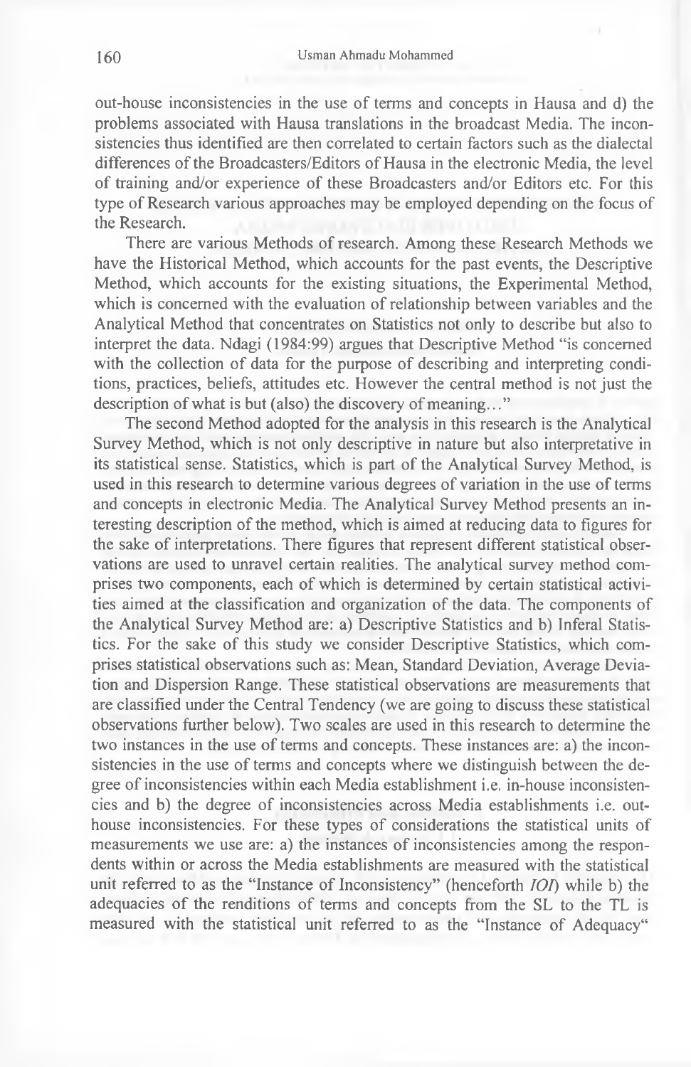out-house inconsistencies in the use of terms and concepts in Hausa and d) the problems associated with Hausa translations in the broadcast Media. The inconsistencies thus identified are then correlated to certain factors such as the dialectal differences of the Broadcasters/Editors of Hausa in the electronic Media, the level of training and/or experience of these Broadcasters and/or Editors etc. For this type of Research various approaches may be employed depending on the focus of the Research.

There are various Methods of research. Among these Research Methods we have the Historical Method, which accounts for the past events, the Descriptive Method, which accounts for the existing situations, the Experimental Method, which is concerned with the evaluation of relationship between variables and the Analytical Method that concentrates on Statistics not only to describe but also to interpret the data. Ndagi (1984:99) argues that Descriptive Method "is concerned with the collection of data for the purpose of describing and interpreting conditions, practices, beliefs, attitudes etc. However the central method is not just the description of what is but (also) the discovery of meaning…"

The second Method adopted for the analysis in this research is the Analytical Survey Method, which is not only descriptive in nature but also interpretative in its statistical sense. Statistics, which is part of the Analytical Survey Method, is used in this research to determine various degrees of variation in the use of terms and concepts in electronic Media. The Analytical Survey Method presents an interesting description of the method, which is aimed at reducing data to figures for the sake of interpretations. There figures that represent different statistical observations are used to unravel certain realities. The analytical survey method comprises two components, each of which is determined by certain statistical activities aimed at the classification and organization of the data. The components of the Analytical Survey Method are: a) Descriptive Statistics and b) Inferal Statistics. For the sake of this study we consider Descriptive Statistics, which comprises statistical observations such as: Mean, Standard Deviation, Average Deviation and Dispersion Range. These statistical observations are measurements that are classified under the Central Tendency (we are going to discuss these statistical observations further below). Two scales are used in this research to determine the two instances in the use of terms and concepts. These instances are: a) the inconsistencies in the use of terms and concepts where we distinguish between the degree of inconsistencies within each Media establishment i.e. in-house inconsistencies and b) the degree of inconsistencies across Media establishments i.e. out-house inconsistencies. For these types of considerations the statistical units of measurements we use are: a) the instances of inconsistencies among the respondents within or across the Media establishments are measured with the statistical unit referred to as the "Instance of Inconsistency" (henceforth *IOI*) while b) the adequacies of the renditions of terms and concepts from the SL to the TL is measured with the statistical unit referred to as the "Instance of Adequacy"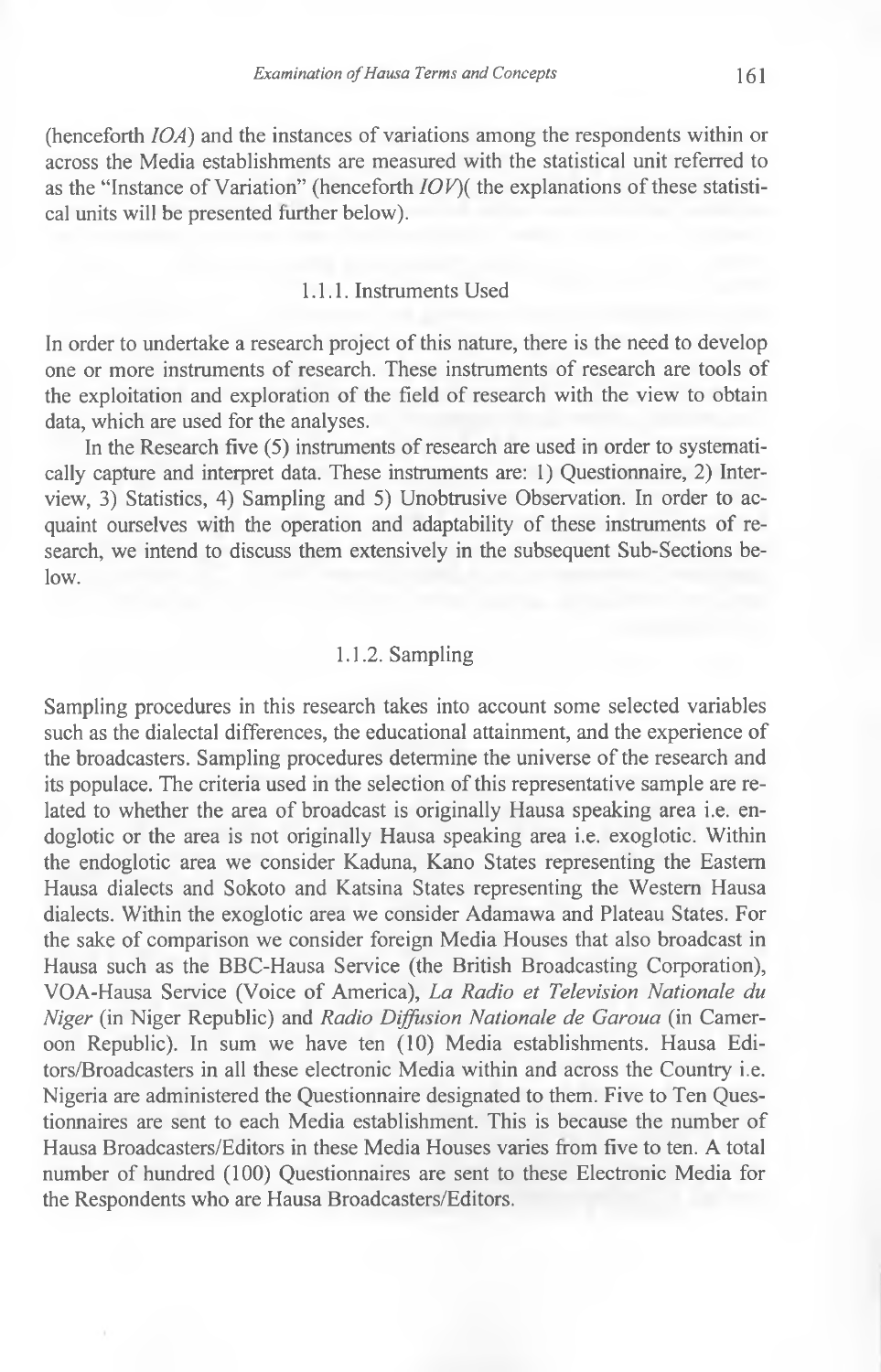(henceforth *IOA*) and the instances of variations among the respondents within or across the Media establishments are measured with the statistical unit referred to as the "Instance of Variation" (henceforth *IOV*)( the explanations of these statistical units will be presented further below).

### 1.1.1. Instruments Used

In order to undertake a research project of this nature, there is the need to develop one or more instruments of research. These instruments of research are tools of the exploitation and exploration of the field of research with the view to obtain data, which are used for the analyses.

In the Research five (5) instruments of research are used in order to systematically capture and interpret data. These instruments are: 1) Questionnaire, 2) Interview, 3) Statistics, 4) Sampling and 5) Unobtrusive Observation. In order to acquaint ourselves with the operation and adaptability of these instruments of research, we intend to discuss them extensively in the subsequent Sub-Sections below.

### 1.1.2. Sampling

Sampling procedures in this research takes into account some selected variables such as the dialectal differences, the educational attainment, and the experience of the broadcasters. Sampling procedures determine the universe of the research and its populace. The criteria used in the selection of this representative sample are related to whether the area of broadcast is originally Hausa speaking area i.e. endoglotic or the area is not originally Hausa speaking area i.e. exoglotic. Within the endoglotic area we consider Kaduna, Kano States representing the Eastern Hausa dialects and Sokoto and Katsina States representing the Western Hausa dialects. Within the exoglotic area we consider Adamawa and Plateau States. For the sake of comparison we consider foreign Media Houses that also broadcast in Hausa such as the BBC-Hausa Service (the British Broadcasting Corporation), VOA-Hausa Service (Voice of America), *La Radio et Television Nationale du Niger* (in Niger Republic) and *Radio Diffusion Nationale de Garoua* (in Cameroon Republic). In sum we have ten (10) Media establishments. Hausa Editors/Broadcasters in all these electronic Media within and across the Country i.e. Nigeria are administered the Questionnaire designated to them. Five to Ten Questionnaires are sent to each Media establishment. This is because the number of Hausa Broadcasters/Editors in these Media Houses varies from five to ten. A total number of hundred (100) Questionnaires are sent to these Electronic Media for the Respondents who are Hausa Broadcasters/Editors.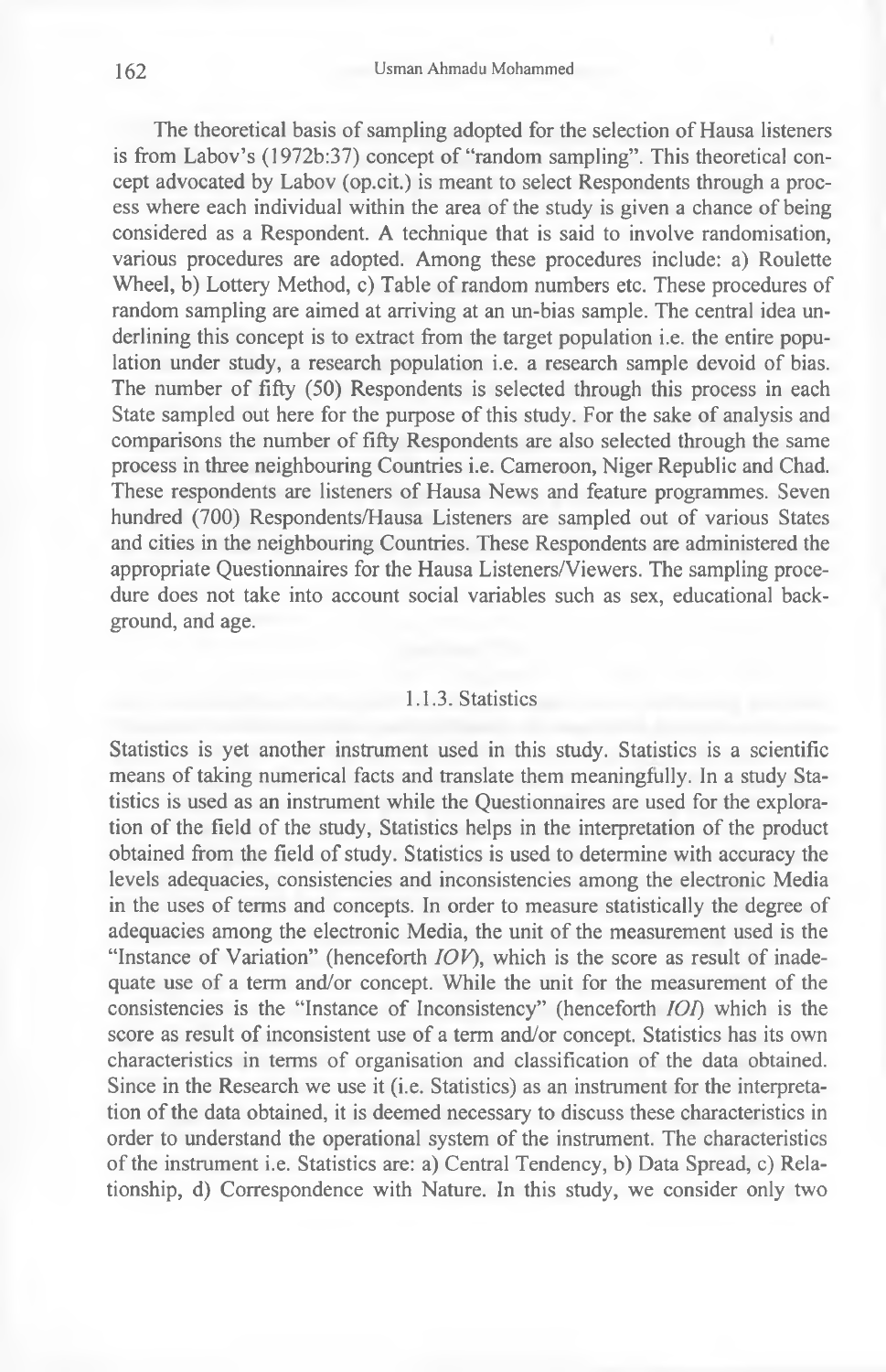The theoretical basis of sampling adopted for the selection of Hausa listeners is from Labov's (1972b:37) concept of "random sampling". This theoretical concept advocated by Labov (op.cit.) is meant to select Respondents through a process where each individual within the area of the study is given a chance of being considered as a Respondent. A technique that is said to involve randomisation, various procedures are adopted. Among these procedures include: a) Roulette Wheel, b) Lottery Method, c) Table of random numbers etc. These procedures of random sampling are aimed at arriving at an un-bias sample. The central idea underlining this concept is to extract from the target population i.e. the entire population under study, a research population i.e. a research sample devoid of bias. The number of fifty (50) Respondents is selected through this process in each State sampled out here for the purpose of this study. For the sake of analysis and comparisons the number of fifty Respondents are also selected through the same process in three neighbouring Countries i.e. Cameroon, Niger Republic and Chad. These respondents are listeners of Hausa News and feature programmes. Seven hundred (700) Respondents/Hausa Listeners are sampled out of various States and cities in the neighbouring Countries. These Respondents are administered the appropriate Questionnaires for the Hausa Listeners/Viewers. The sampling procedure does not take into account social variables such as sex, educational background, and age.

### 1.1.3. Statistics

Statistics is yet another instrument used in this study. Statistics is a scientific means of taking numerical facts and translate them meaningfully. In a study Statistics is used as an instrument while the Questionnaires are used for the exploration of the field of the study, Statistics helps in the interpretation of the product obtained from the field of study. Statistics is used to determine with accuracy the levels adequacies, consistencies and inconsistencies among the electronic Media in the uses of terms and concepts. In order to measure statistically the degree of adequacies among the electronic Media, the unit of the measurement used is the "Instance of Variation" (henceforth *IOV*), which is the score as result of inadequate use of a term and/or concept. While the unit for the measurement of the consistencies is the "Instance of Inconsistency" (henceforth *IOI*) which is the score as result of inconsistent use of a term and/or concept. Statistics has its own characteristics in terms of organisation and classification of the data obtained. Since in the Research we use it (i.e. Statistics) as an instrument for the interpretation of the data obtained, it is deemed necessary to discuss these characteristics in order to understand the operational system of the instrument. The characteristics of the instrument i.e. Statistics are: a) Central Tendency, b) Data Spread, c) Relationship, d) Correspondence with Nature. In this study, we consider only two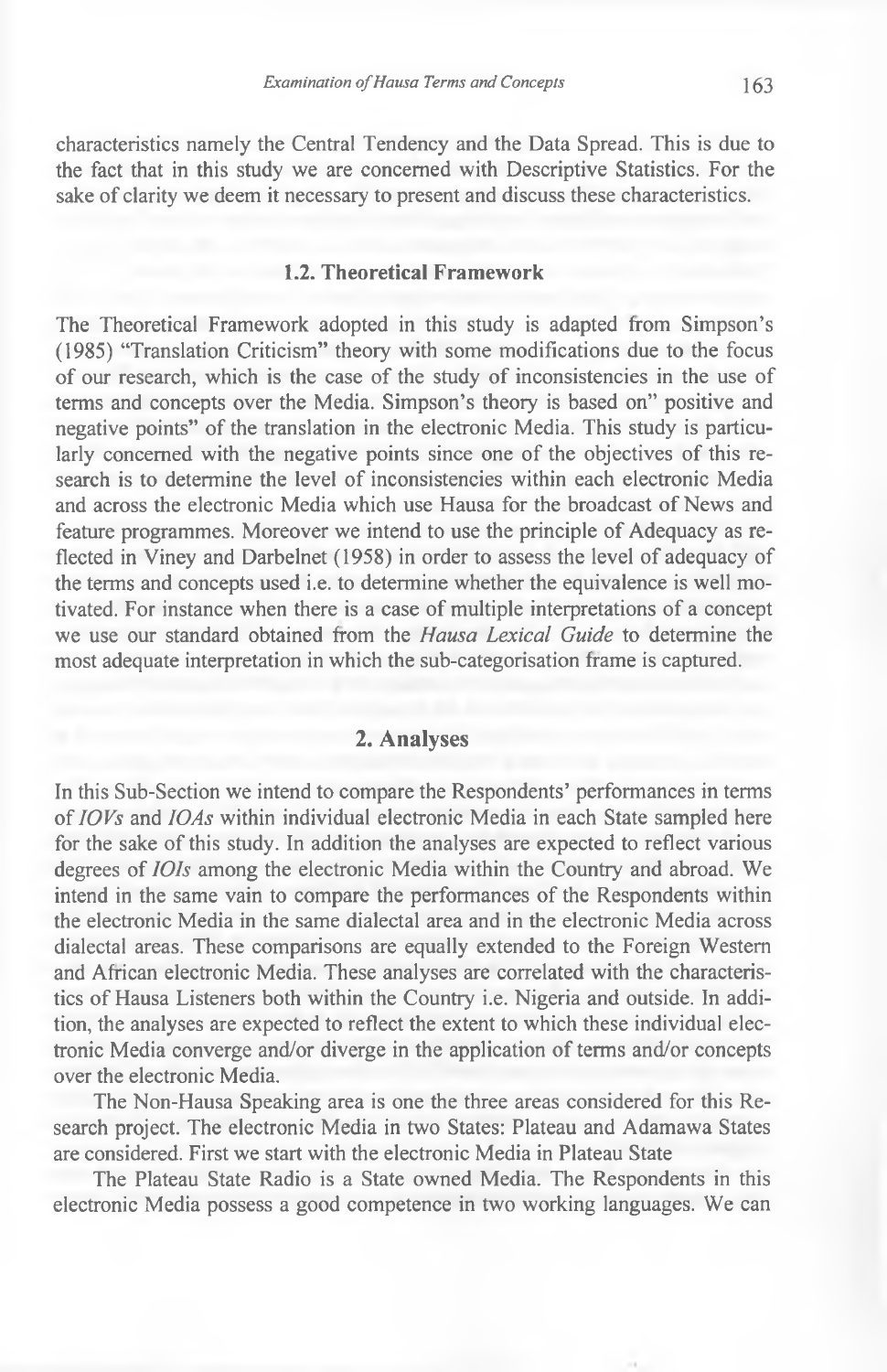characteristics namely the Central Tendency and the Data Spread. This is due to the fact that in this study we are concerned with Descriptive Statistics. For the sake of clarity we deem it necessary to present and discuss these characteristics.

### 1.2. Theoretical Framework

The Theoretical Framework adopted in this study is adapted from Simpson's (1985) "Translation Criticism" theory with some modifications due to the focus of our research, which is the case of the study of inconsistencies in the use of terms and concepts over the Media. Simpson's theory is based on" positive and negative points" of the translation in the electronic Media. This study is particularly concerned with the negative points since one of the objectives of this research is to determine the level of inconsistencies within each electronic Media and across the electronic Media which use Hausa for the broadcast of News and feature programmes. Moreover we intend to use the principle of Adequacy as reflected in Viney and Darbelnet (1958) in order to assess the level of adequacy of the terms and concepts used i.e. to determine whether the equivalence is well motivated. For instance when there is a case of multiple interpretations of a concept we use our standard obtained from the *Hausa Lexical Guide* to determine the most adequate interpretation in which the sub-categorisation frame is captured.

## 2. Analyses

In this Sub-Section we intend to compare the Respondents' performances in terms of *IOVs* and *IOAs* within individual electronic Media in each State sampled here for the sake of this study. In addition the analyses are expected to reflect various degrees of *IOIs* among the electronic Media within the Country and abroad. We intend in the same vain to compare the performances of the Respondents within the electronic Media in the same dialectal area and in the electronic Media across dialectal areas. These comparisons are equally extended to the Foreign Western and African electronic Media. These analyses are correlated with the characteristics of Hausa Listeners both within the Country i.e. Nigeria and outside. In addition, the analyses are expected to reflect the extent to which these individual electronic Media converge and/or diverge in the application of terms and/or concepts over the electronic Media.

The Non-Hausa Speaking area is one the three areas considered for this Research project. The electronic Media in two States: Plateau and Adamawa States are considered. First we start with the electronic Media in Plateau State

The Plateau State Radio is a State owned Media. The Respondents in this electronic Media possess a good competence in two working languages. We can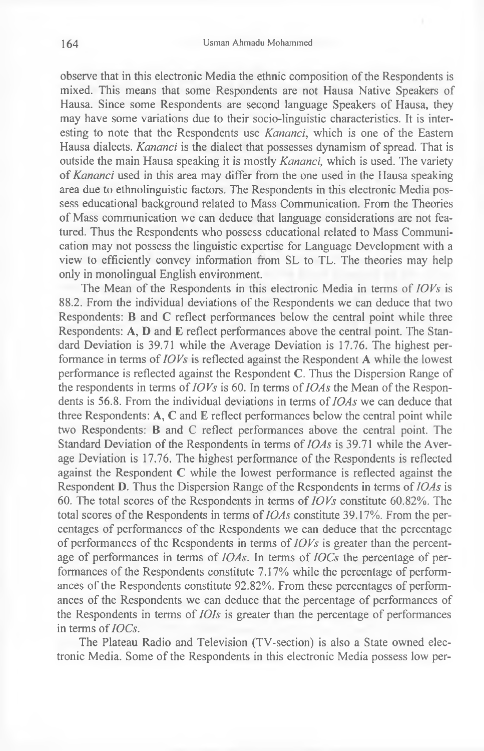observe that in this electronic Media the ethnic composition of the Respondents is mixed. This means that some Respondents are not Hausa Native Speakers of Hausa. Since some Respondents are second language Speakers of Hausa, they may have some variations due to their socio-linguistic characteristics. It is interesting to note that the Respondents use *Kananci*, which is one of the Eastern Hausa dialects. *Kananci* is the dialect that possesses dynamism of spread. That is outside the main Hausa speaking it is mostly *Kananci,* which is used. The variety of *Kananci* used in this area may differ from the one used in the Hausa speaking area due to ethnolinguistic factors. The Respondents in this electronic Media possess educational background related to Mass Communication. From the Theories of Mass communication we can deduce that language considerations are not featured. Thus the Respondents who possess educational related to Mass Communication may not possess the linguistic expertise for Language Development with a view to efficiently convey information from SL to TL. The theories may help only in monolingual English environment.

The Mean of the Respondents in this electronic Media in terms of *IOVs* is 88.2. From the individual deviations of the Respondents we can deduce that two Respondents: **B** and **C** reflect performances below the central point while three Respondents: **A**, **D** and **E** reflect performances above the central point. The Standard Deviation is 39.71 while the Average Deviation is 17.76. The highest performance in terms of *IOVs* is reflected against the Respondent **A** while the lowest performance is reflected against the Respondent **C**. Thus the Dispersion Range of the respondents in terms of *IOVs* is 60. In terms of *IOAs* the Mean of the Respondents is 56.8. From the individual deviations in terms of *IOAs* we can deduce that three Respondents: **A**, **C** and **E** reflect performances below the central point while two Respondents: **B** and C reflect performances above the central point. The Standard Deviation of the Respondents in terms of *IOAs* is 39.71 while the Average Deviation is 17.76. The highest performance of the Respondents is reflected against the Respondent **C** while the lowest performance is reflected against the Respondent **D**. Thus the Dispersion Range of the Respondents in terms of *IOAs* is 60. The total scores of the Respondents in terms of *IOVs* constitute 60.82%. The total scores of the Respondents in terms of *IOAs* constitute 39.17%. From the percentages of performances of the Respondents we can deduce that the percentage of performances of the Respondents in terms of *IOVs* is greater than the percentage of performances in terms of *IOAs*. In terms of *IOCs* the percentage of performances of the Respondents constitute 7.17% while the percentage of performances of the Respondents constitute 92.82%. From these percentages of performances of the Respondents we can deduce that the percentage of performances of the Respondents in terms of *IOIs* is greater than the percentage of performances in terms of *IOCs*.

The Plateau Radio and Television (TV-section) is also a State owned electronic Media. Some of the Respondents in this electronic Media possess low per-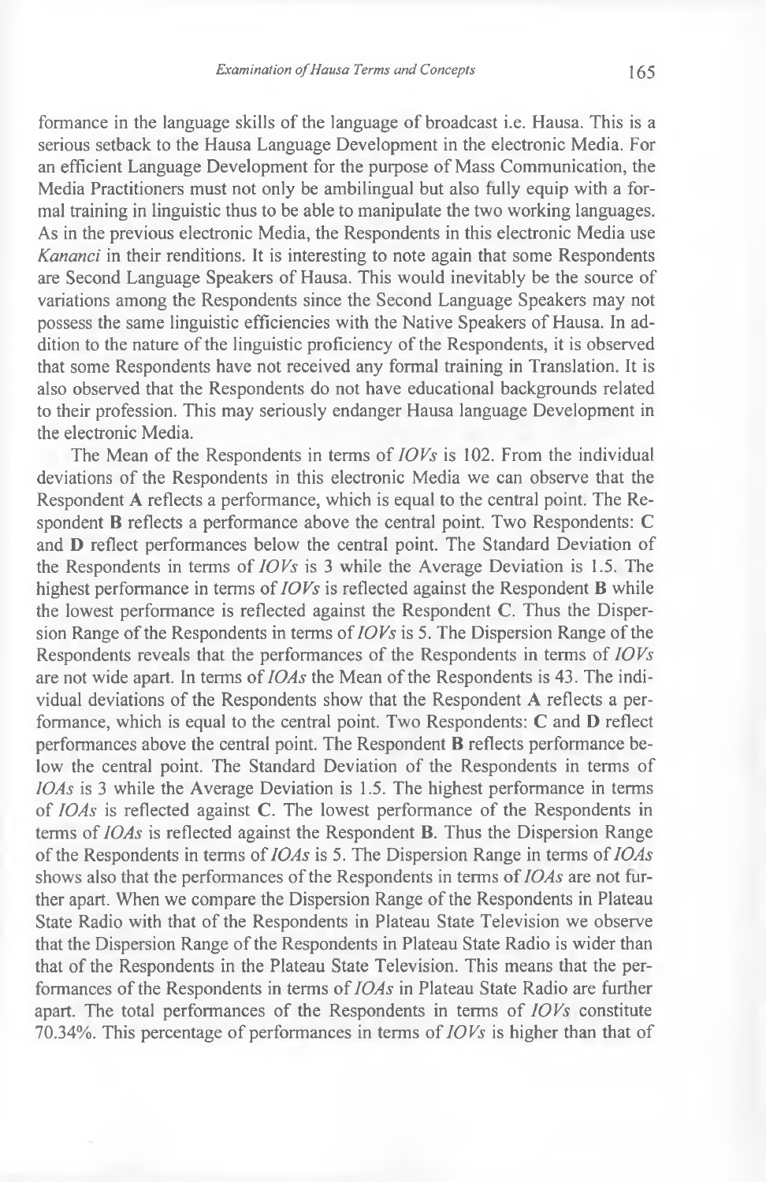formance in the language skills of the language of broadcast i.e. Hausa. This is a serious setback to the Hausa Language Development in the electronic Media. For an efficient Language Development for the purpose of Mass Communication, the Media Practitioners must not only be ambilingual but also fully equip with a formal training in linguistic thus to be able to manipulate the two working languages. As in the previous electronic Media, the Respondents in this electronic Media use *Kananci* in their renditions. It is interesting to note again that some Respondents are Second Language Speakers of Hausa. This would inevitably be the source of variations among the Respondents since the Second Language Speakers may not possess the same linguistic efficiencies with the Native Speakers of Hausa. In addition to the nature of the linguistic proficiency of the Respondents, it is observed that some Respondents have not received any formal training in Translation. It is also observed that the Respondents do not have educational backgrounds related to their profession. This may seriously endanger Hausa language Development in the electronic Media.

The Mean of the Respondents in terms of *IOVs* is 102. From the individual deviations of the Respondents in this electronic Media we can observe that the Respondent **A** reflects a performance, which is equal to the central point. The Respondent **B** reflects a performance above the central point. Two Respondents: **C** and **D** reflect performances below the central point. The Standard Deviation of the Respondents in terms of *IOVs* is 3 while the Average Deviation is 1.5. The highest performance in terms of *IOVs* is reflected against the Respondent **B** while the lowest performance is reflected against the Respondent **C**. Thus the Dispersion Range of the Respondents in terms of *IOVs* is 5. The Dispersion Range of the Respondents reveals that the performances of the Respondents in terms of *IOVs* are not wide apart. In terms of *IOAs* the Mean of the Respondents is 43. The individual deviations of the Respondents show that the Respondent **A** reflects a performance, which is equal to the central point. Two Respondents: **C** and **D** reflect performances above the central point. The Respondent **B** reflects performance below the central point. The Standard Deviation of the Respondents in terms of *IOAs* is 3 while the Average Deviation is 1.5. The highest performance in terms of *IOAs* is reflected against **C**. The lowest performance of the Respondents in terms of *IOAs* is reflected against the Respondent **B**. Thus the Dispersion Range of the Respondents in terms of *IOAs* is 5. The Dispersion Range in terms of *IOAs* shows also that the performances of the Respondents in terms of *IOAs* are not further apart. When we compare the Dispersion Range of the Respondents in Plateau State Radio with that of the Respondents in Plateau State Television we observe that the Dispersion Range of the Respondents in Plateau State Radio is wider than that of the Respondents in the Plateau State Television. This means that the performances of the Respondents in terms of *IOAs* in Plateau State Radio are further apart. The total performances of the Respondents in terms of *IOVs* constitute 70.34%. This percentage of performances in terms of *IOVs* is higher than that of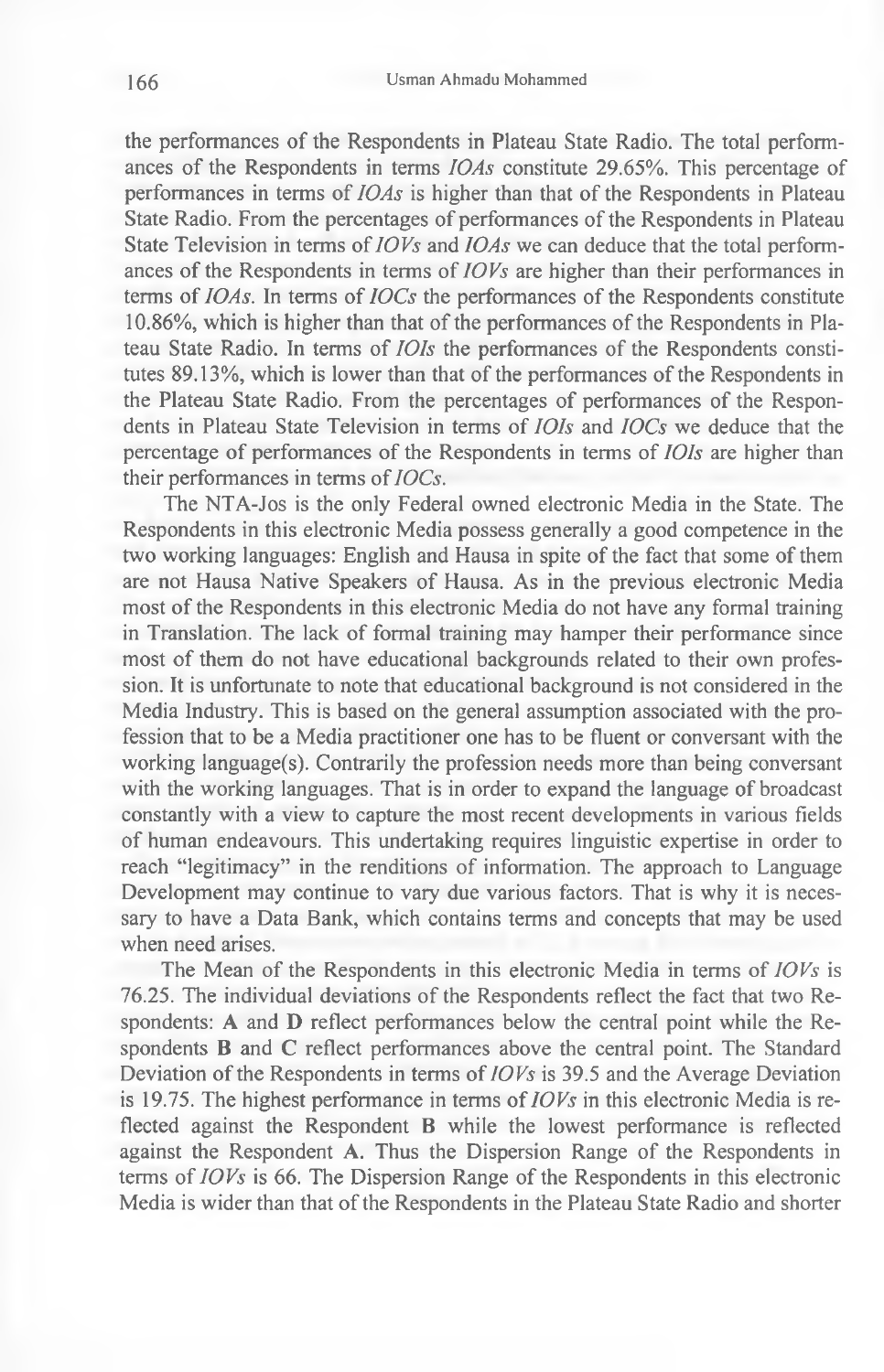the performances of the Respondents in Plateau State Radio. The total performances of the Respondents in terms *IOAs* constitute 29.65%. This percentage of performances in terms of *IOAs* is higher than that of the Respondents in Plateau State Radio. From the percentages of performances of the Respondents in Plateau State Television in terms of *IOVs* and *IOAs* we can deduce that the total performances of the Respondents in terms of *IOVs* are higher than their performances in terms of *IOAs*. In terms of *IOCs* the performances of the Respondents constitute 10.86%, which is higher than that of the performances of the Respondents in Plateau State Radio. In terms of *IOIs* the performances of the Respondents constitutes 89.13%, which is lower than that of the performances of the Respondents in the Plateau State Radio. From the percentages of performances of the Respondents in Plateau State Television in terms of *IOIs* and *IOCs* we deduce that the percentage of performances of the Respondents in terms of *IOIs* are higher than their performances in terms of *IOCs*.

The NTA-Jos is the only Federal owned electronic Media in the State. The Respondents in this electronic Media possess generally a good competence in the two working languages: English and Hausa in spite of the fact that some of them are not Hausa Native Speakers of Hausa. As in the previous electronic Media most of the Respondents in this electronic Media do not have any formal training in Translation. The lack of formal training may hamper their performance since most of them do not have educational backgrounds related to their own profession. It is unfortunate to note that educational background is not considered in the Media Industry. This is based on the general assumption associated with the profession that to be a Media practitioner one has to be fluent or conversant with the working language(s). Contrarily the profession needs more than being conversant with the working languages. That is in order to expand the language of broadcast constantly with a view to capture the most recent developments in various fields of human endeavours. This undertaking requires linguistic expertise in order to reach "legitimacy" in the renditions of information. The approach to Language Development may continue to vary due various factors. That is why it is necessary to have a Data Bank, which contains terms and concepts that may be used when need arises.

The Mean of the Respondents in this electronic Media in terms of *IOVs* is 76.25. The individual deviations of the Respondents reflect the fact that two Respondents: **A** and **D** reflect performances below the central point while the Respondents **B** and **C** reflect performances above the central point. The Standard Deviation of the Respondents in terms of *IOVs* is 39.5 and the Average Deviation is 19.75. The highest performance in terms of *IOVs* in this electronic Media is reflected against the Respondent **B** while the lowest performance is reflected against the Respondent **A.** Thus the Dispersion Range of the Respondents in terms of *IOVs* is 66. The Dispersion Range of the Respondents in this electronic Media is wider than that of the Respondents in the Plateau State Radio and shorter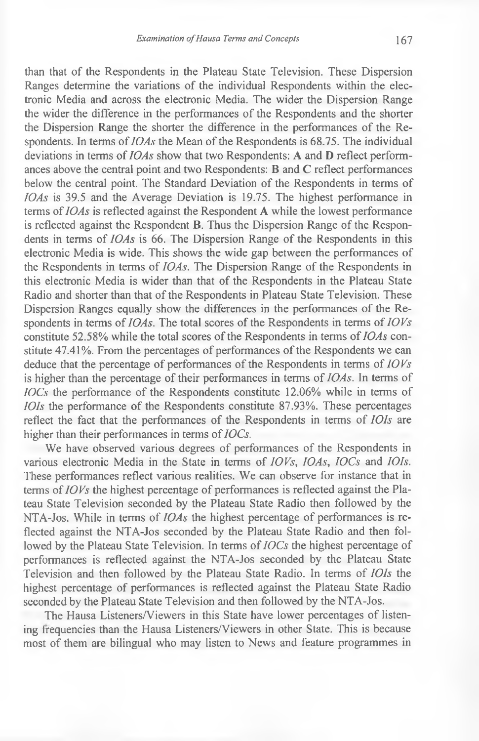than that of the Respondents in the Plateau State Television. These Dispersion Ranges determine the variations of the individual Respondents within the electronic Media and across the electronic Media. The wider the Dispersion Range the wider the difference in the performances of the Respondents and the shorter the Dispersion Range the shorter the difference in the performances of the Respondents. In terms of *IOAs* the Mean of the Respondents is 68.75. The individual deviations in terms of *IOAs* show that two Respondents: **A** and **D** reflect performances above the central point and two Respondents: **B** and **C** reflect performances below the central point. The Standard Deviation of the Respondents in terms of *IOAs* is 39.5 and the Average Deviation is 19.75. The highest performance in terms of *IOAs* is reflected against the Respondent **A** while the lowest performance is reflected against the Respondent **B**. Thus the Dispersion Range of the Respondents in terms of *IOAs* is 66. The Dispersion Range of the Respondents in this electronic Media is wide. This shows the wide gap between the performances of the Respondents in terms of *IOAs*. The Dispersion Range of the Respondents in this electronic Media is wider than that of the Respondents in the Plateau State Radio and shorter than that of the Respondents in Plateau State Television. These Dispersion Ranges equally show the differences in the performances of the Respondents in terms of *IOAs*. The total scores of the Respondents in terms of *IOVs* constitute 52.58% while the total scores of the Respondents in terms of *IOAs* constitute 47.41%. From the percentages of performances of the Respondents we can deduce that the percentage of performances of the Respondents in terms of *IOVs* is higher than the percentage of their performances in terms of *IOAs*. In terms of *IOCs* the performance of the Respondents constitute 12.06% while in terms of *IOIs* the performance of the Respondents constitute 87.93%. These percentages reflect the fact that the performances of the Respondents in terms of *IOIs* are higher than their performances in terms of *IOCs*.

We have observed various degrees of performances of the Respondents in various electronic Media in the State in terms of *IOVs*, *IOAs*, *IOCs* and *IOIs*. These performances reflect various realities. We can observe for instance that in terms of *IOVs* the highest percentage of performances is reflected against the Plateau State Television seconded by the Plateau State Radio then followed by the NTA-Jos. While in terms of *IOAs* the highest percentage of performances is reflected against the NTA-Jos seconded by the Plateau State Radio and then followed by the Plateau State Television. In terms of *IOCs* the highest percentage of performances is reflected against the NTA-Jos seconded by the Plateau State Television and then followed by the Plateau State Radio. In terms of *IOIs* the highest percentage of performances is reflected against the Plateau State Radio seconded by the Plateau State Television and then followed by the NTA-Jos.

The Hausa Listeners/Viewers in this State have lower percentages of listening frequencies than the Hausa Listeners/Viewers in other State. This is because most of them are bilingual who may listen to News and feature programmes in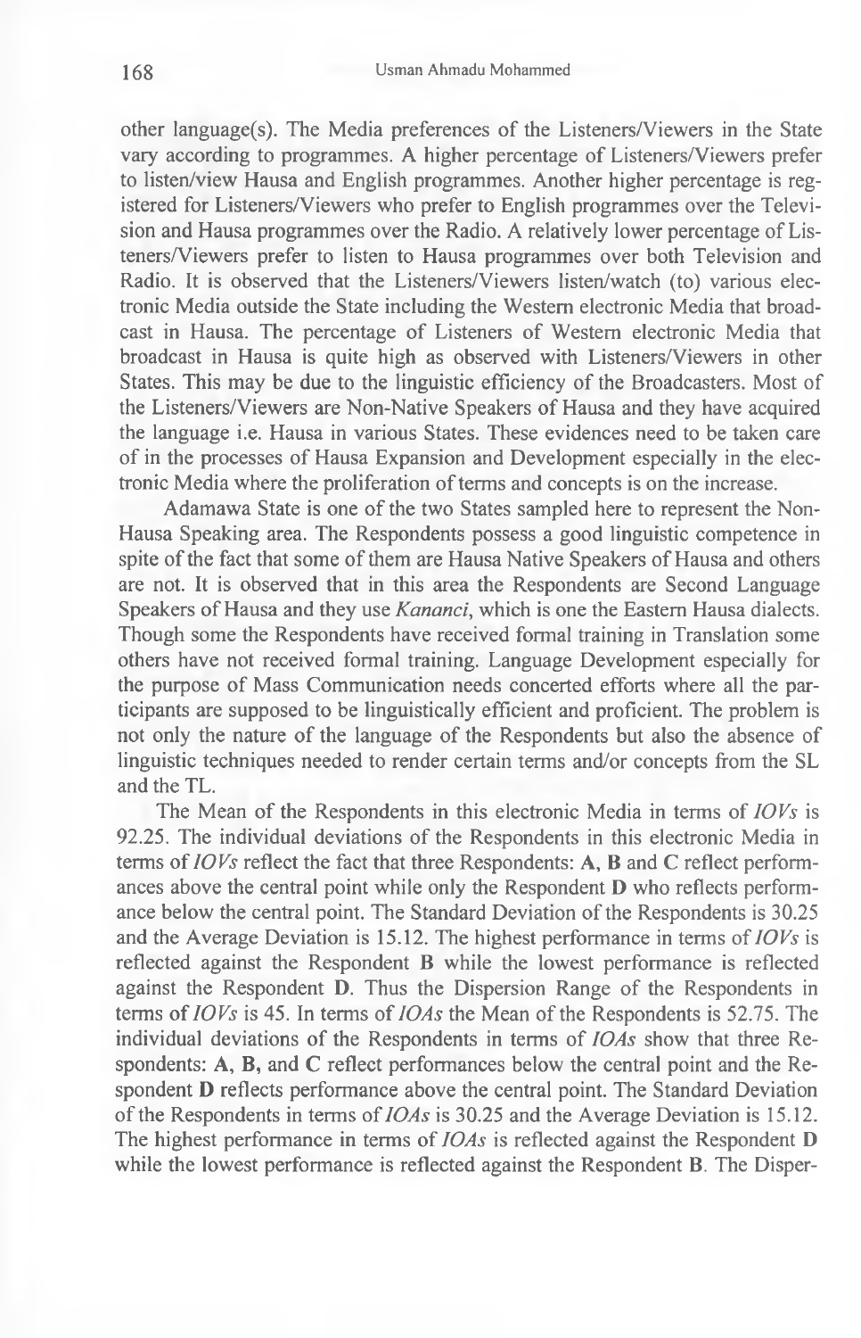other language(s). The Media preferences of the Listeners/Viewers in the State vary according to programmes. A higher percentage of Listeners/Viewers prefer to listen/view Hausa and English programmes. Another higher percentage is registered for Listeners/Viewers who prefer to English programmes over the Television and Hausa programmes over the Radio. A relatively lower percentage of Listeners/Viewers prefer to listen to Hausa programmes over both Television and Radio. It is observed that the Listeners/Viewers listen/watch (to) various electronic Media outside the State including the Western electronic Media that broadcast in Hausa. The percentage of Listeners of Western electronic Media that broadcast in Hausa is quite high as observed with Listeners/Viewers in other States. This may be due to the linguistic efficiency of the Broadcasters. Most of the Listeners/Viewers are Non-Native Speakers of Hausa and they have acquired the language i.e. Hausa in various States. These evidences need to be taken care of in the processes of Hausa Expansion and Development especially in the electronic Media where the proliferation of terms and concepts is on the increase.

Adamawa State is one of the two States sampled here to represent the Non-Hausa Speaking area. The Respondents possess a good linguistic competence in spite of the fact that some of them are Hausa Native Speakers of Hausa and others are not. It is observed that in this area the Respondents are Second Language Speakers of Hausa and they use *Kananci*, which is one the Eastern Hausa dialects. Though some the Respondents have received formal training in Translation some others have not received formal training. Language Development especially for the purpose of Mass Communication needs concerted efforts where all the participants are supposed to be linguistically efficient and proficient. The problem is not only the nature of the language of the Respondents but also the absence of linguistic techniques needed to render certain terms and/or concepts from the SL and the TL.

The Mean of the Respondents in this electronic Media in terms of *IOVs* is 92.25. The individual deviations of the Respondents in this electronic Media in terms of *IOVs* reflect the fact that three Respondents: **A**, **B** and **C** reflect performances above the central point while only the Respondent **D** who reflects performance below the central point. The Standard Deviation of the Respondents is 30.25 and the Average Deviation is 15.12. The highest performance in terms of *IOVs* is reflected against the Respondent **B** while the lowest performance is reflected against the Respondent **D**. Thus the Dispersion Range of the Respondents in terms of *IOVs* is 45. In terms of *IOAs* the Mean of the Respondents is 52.75. The individual deviations of the Respondents in terms of *IOAs* show that three Respondents: **A**, **B**, and **C** reflect performances below the central point and the Respondent **D** reflects performance above the central point. The Standard Deviation of the Respondents in terms of *IOAs* is 30.25 and the Average Deviation is 15.12. The highest performance in terms of *IOAs* is reflected against the Respondent **D** while the lowest performance is reflected against the Respondent **B**. The Disper-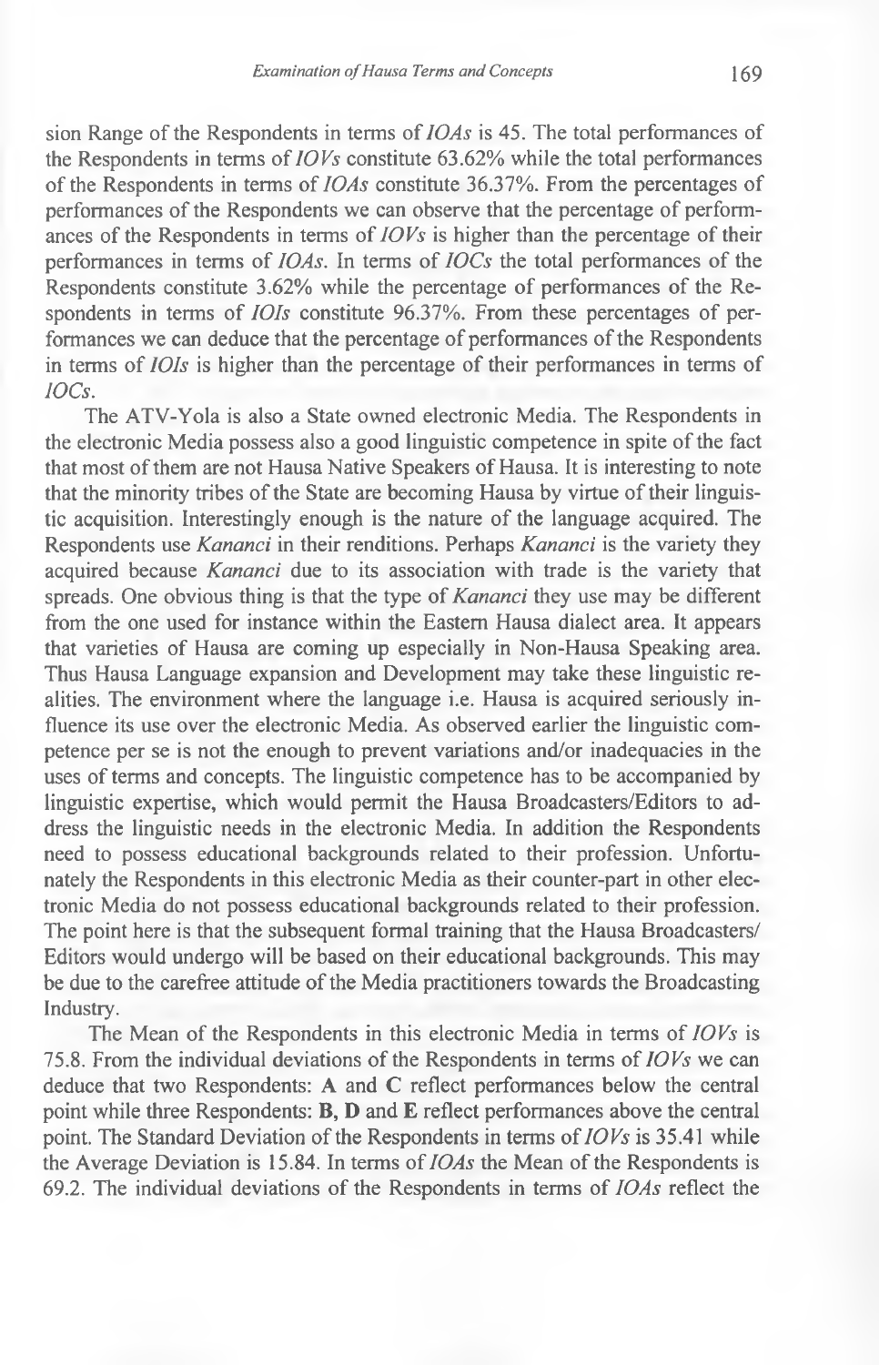sion Range of the Respondents in terms of *IOAs* is 45. The total performances of the Respondents in terms of *IOVs* constitute 63.62% while the total performances of the Respondents in terms of *IOAs* constitute 36.37%. From the percentages of performances of the Respondents we can observe that the percentage of performances of the Respondents in terms of *IOVs* is higher than the percentage of their performances in terms of *IOAs*. In terms of *IOCs* the total performances of the Respondents constitute 3.62% while the percentage of performances of the Respondents in terms of *IOIs* constitute 96.37%. From these percentages of performances we can deduce that the percentage of performances of the Respondents in terms of *IOIs* is higher than the percentage of their performances in terms of *IOCs*.

The ATV-Yola is also a State owned electronic Media. The Respondents in the electronic Media possess also a good linguistic competence in spite of the fact that most of them are not Hausa Native Speakers of Hausa. It is interesting to note that the minority tribes of the State are becoming Hausa by virtue of their linguistic acquisition. Interestingly enough is the nature of the language acquired. The Respondents use *Kananci* in their renditions. Perhaps *Kananci* is the variety they acquired because *Kananci* due to its association with trade is the variety that spreads. One obvious thing is that the type of *Kananci* they use may be different from the one used for instance within the Eastern Hausa dialect area. It appears that varieties of Hausa are coming up especially in Non-Hausa Speaking area. Thus Hausa Language expansion and Development may take these linguistic realities. The environment where the language i.e. Hausa is acquired seriously influence its use over the electronic Media. As observed earlier the linguistic competence per se is not the enough to prevent variations and/or inadequacies in the uses of terms and concepts. The linguistic competence has to be accompanied by linguistic expertise, which would permit the Hausa Broadcasters/Editors to address the linguistic needs in the electronic Media. In addition the Respondents need to possess educational backgrounds related to their profession. Unfortunately the Respondents in this electronic Media as their counter-part in other electronic Media do not possess educational backgrounds related to their profession. The point here is that the subsequent formal training that the Hausa Broadcasters/ Editors would undergo will be based on their educational backgrounds. This may be due to the carefree attitude of the Media practitioners towards the Broadcasting Industry.

The Mean of the Respondents in this electronic Media in terms of *IOVs* is 75.8. From the individual deviations of the Respondents in terms of *IOVs* we can deduce that two Respondents: **A** and **C** reflect performances below the central point while three Respondents: **B, D** and **E** reflect performances above the central point. The Standard Deviation of the Respondents in terms of *IOVs* is 35.41 while the Average Deviation is 15.84. In terms of *IOAs* the Mean of the Respondents is 69.2. The individual deviations of the Respondents in terms of *IOAs* reflect the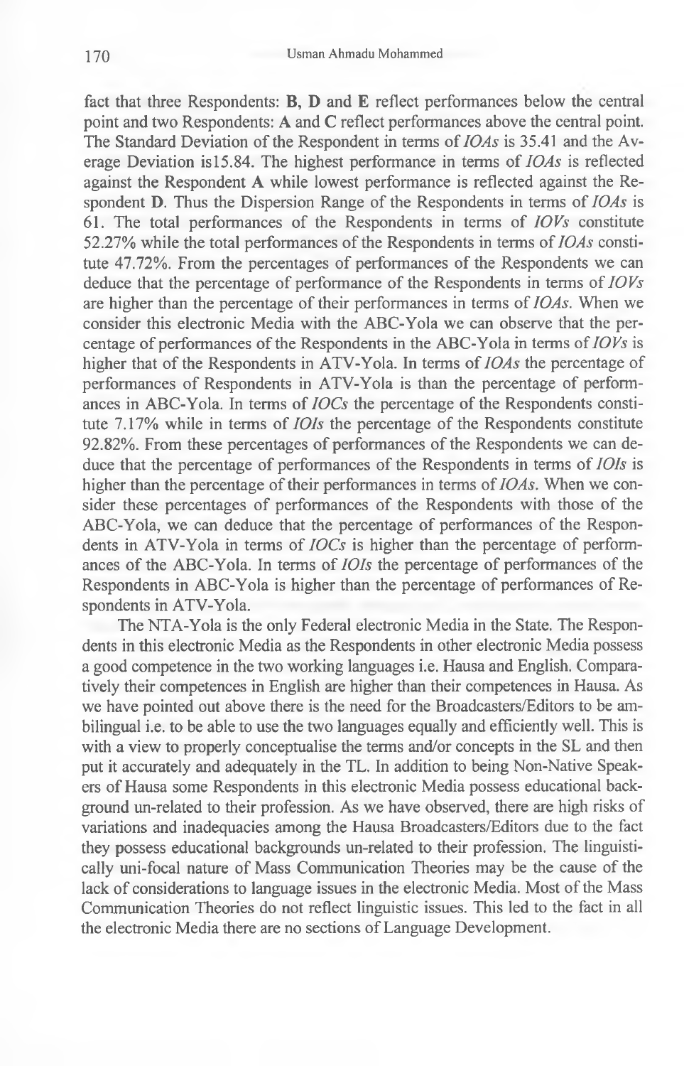fact that three Respondents: **B**, **D** and **E** reflect performances below the central point and two Respondents: **A** and **C** reflect performances above the central point. The Standard Deviation of the Respondent in terms of *IOAs* is 35.41 and the Average Deviation is15.84. The highest performance in terms of *IOAs* is reflected against the Respondent **A** while lowest performance is reflected against the Respondent **D**. Thus the Dispersion Range of the Respondents in terms of *IOAs* is 61. The total performances of the Respondents in terms of *IOVs* constitute 52.27% while the total performances of the Respondents in terms of *IOAs* constitute 47.72%. From the percentages of performances of the Respondents we can deduce that the percentage of performance of the Respondents in terms of *IOVs* are higher than the percentage of their performances in terms of *IOAs*. When we consider this electronic Media with the ABC-Yola we can observe that the percentage of performances of the Respondents in the ABC-Yola in terms of *IOVs* is higher that of the Respondents in ATV-Yola. In terms of *IOAs* the percentage of performances of Respondents in ATV-Yola is than the percentage of performances in ABC-Yola. In terms of *IOCs* the percentage of the Respondents constitute 7.17% while in terms of *IOIs* the percentage of the Respondents constitute 92.82%. From these percentages of performances of the Respondents we can deduce that the percentage of performances of the Respondents in terms of *IOIs* is higher than the percentage of their performances in terms of *IOAs*. When we consider these percentages of performances of the Respondents with those of the ABC-Yola, we can deduce that the percentage of performances of the Respondents in ATV-Yola in terms of *IOCs* is higher than the percentage of performances of the ABC-Yola. In terms of *IOIs* the percentage of performances of the Respondents in ABC-Yola is higher than the percentage of performances of Respondents in ATV-Yola.

The NTA-Yola is the only Federal electronic Media in the State. The Respondents in this electronic Media as the Respondents in other electronic Media possess a good competence in the two working languages i.e. Hausa and English. Comparatively their competences in English are higher than their competences in Hausa. As we have pointed out above there is the need for the Broadcasters/Editors to be ambilingual i.e. to be able to use the two languages equally and efficiently well. This is with a view to properly conceptualise the terms and/or concepts in the SL and then put it accurately and adequately in the TL. In addition to being Non-Native Speakers of Hausa some Respondents in this electronic Media possess educational background un-related to their profession. As we have observed, there are high risks of variations and inadequacies among the Hausa Broadcasters/Editors due to the fact they possess educational backgrounds un-related to their profession. The linguistically uni-focal nature of Mass Communication Theories may be the cause of the lack of considerations to language issues in the electronic Media. Most of the Mass Communication Theories do not reflect linguistic issues. This led to the fact in all the electronic Media there are no sections of Language Development.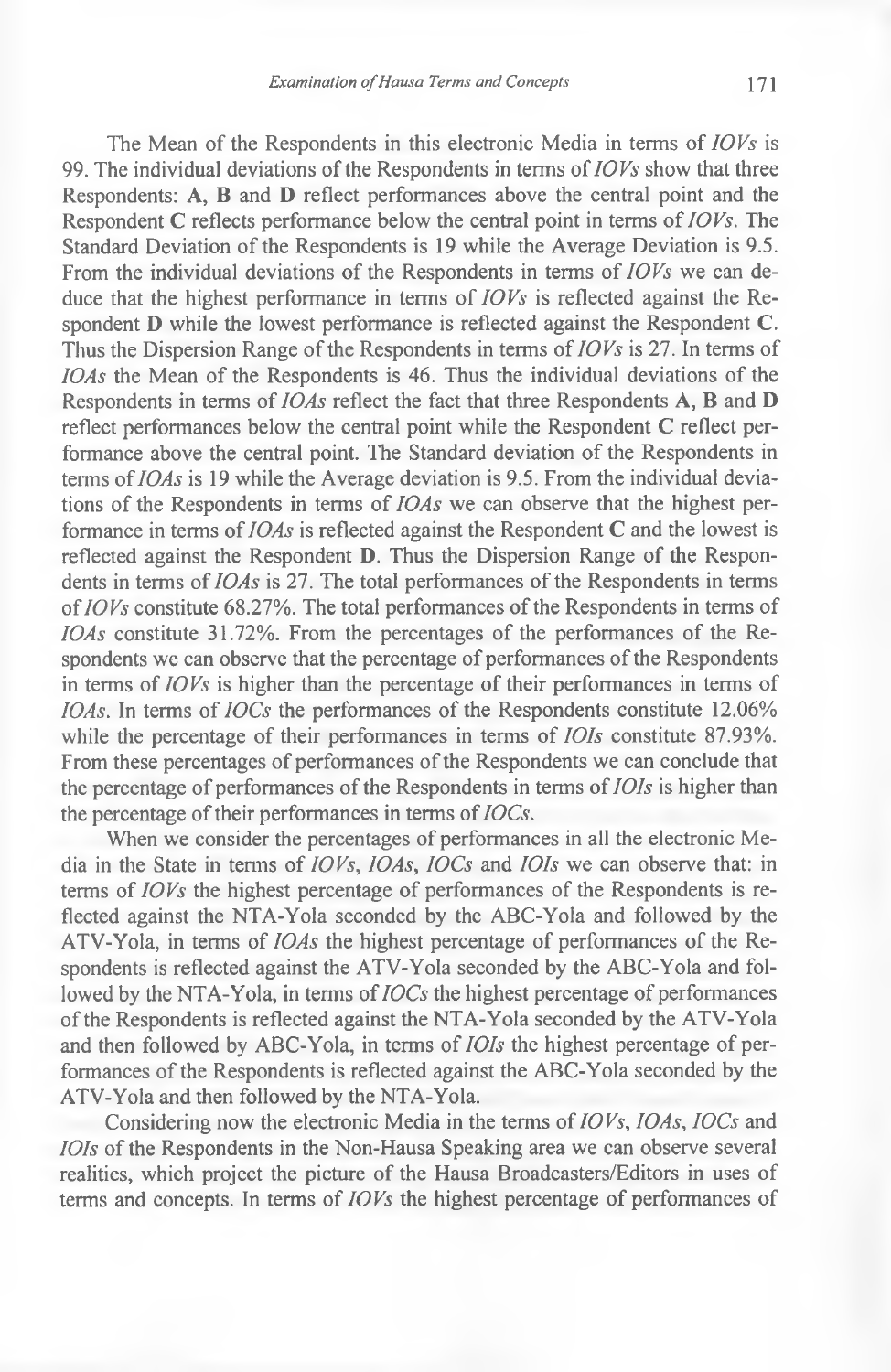The Mean of the Respondents in this electronic Media in terms of *IOVs* is 99. The individual deviations of the Respondents in terms of *IOVs* show that three Respondents: **A**, **B** and **D** reflect performances above the central point and the Respondent **C** reflects performance below the central point in terms of *IOVs*. The Standard Deviation of the Respondents is 19 while the Average Deviation is 9.5. From the individual deviations of the Respondents in terms of *IOVs* we can deduce that the highest performance in terms of *IOVs* is reflected against the Respondent **D** while the lowest performance is reflected against the Respondent **C**. Thus the Dispersion Range of the Respondents in terms of *IOVs* is 27. In terms of *IOAs* the Mean of the Respondents is 46. Thus the individual deviations of the Respondents in terms of *IOAs* reflect the fact that three Respondents **A**, **B** and **D** reflect performances below the central point while the Respondent **C** reflect performance above the central point. The Standard deviation of the Respondents in terms of *IOAs* is 19 while the Average deviation is 9.5. From the individual deviations of the Respondents in terms of *IOAs* we can observe that the highest performance in terms of *IOAs* is reflected against the Respondent **C** and the lowest is reflected against the Respondent **D**. Thus the Dispersion Range of the Respondents in terms of *IOAs* is 27. The total performances of the Respondents in terms of *IOVs* constitute 68.27%. The total performances of the Respondents in terms of *IOAs* constitute 31.72%. From the percentages of the performances of the Respondents we can observe that the percentage of performances of the Respondents in terms of *IOVs* is higher than the percentage of their performances in terms of *IOAs*. In terms of *IOCs* the performances of the Respondents constitute 12.06% while the percentage of their performances in terms of *IOIs* constitute 87.93%. From these percentages of performances of the Respondents we can conclude that the percentage of performances of the Respondents in terms of *IOIs* is higher than the percentage of their performances in terms of *IOCs*.

When we consider the percentages of performances in all the electronic Media in the State in terms of *IOVs*, *IOAs*, *IOCs* and *IOIs* we can observe that: in terms of *IOVs* the highest percentage of performances of the Respondents is reflected against the NTA-Yola seconded by the ABC-Yola and followed by the ATV-Yola, in terms of *IOAs* the highest percentage of performances of the Respondents is reflected against the ATV-Yola seconded by the ABC-Yola and followed by the NTA-Yola, in terms of *IOCs* the highest percentage of performances of the Respondents is reflected against the NTA-Yola seconded by the ATV-Yola and then followed by ABC-Yola, in terms of *IOIs* the highest percentage of performances of the Respondents is reflected against the ABC-Yola seconded by the ATV-Yola and then followed by the NTA-Yola.

Considering now the electronic Media in the terms of *IOVs*, *IOAs*, *IOCs* and *IOIs* of the Respondents in the Non-Hausa Speaking area we can observe several realities, which project the picture of the Hausa Broadcasters/Editors in uses of terms and concepts. In terms of *IOVs* the highest percentage of performances of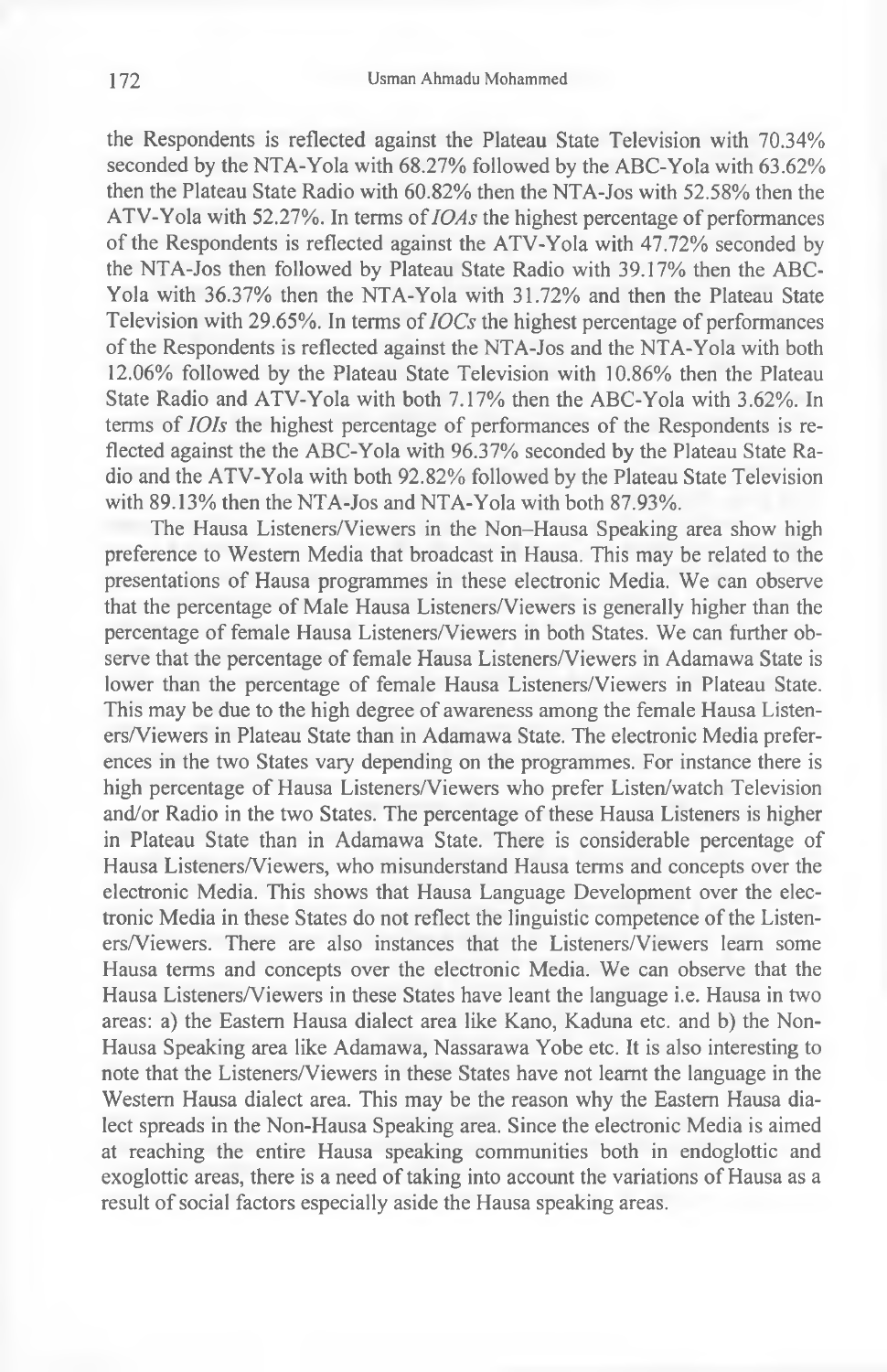the Respondents is reflected against the Plateau State Television with 70.34% seconded by the NTA-Yola with 68.27% followed by the ABC-Yola with 63.62% then the Plateau State Radio with 60.82% then the NTA-Jos with 52.58% then the ATV-Yola with 52.27%. In terms of *IOAs* the highest percentage of performances of the Respondents is reflected against the ATV-Yola with 47.72% seconded by the NTA-Jos then followed by Plateau State Radio with 39.17% then the ABC-Yola with 36.37% then the NTA-Yola with 31.72% and then the Plateau State Television with 29.65%. In terms of *IOCs* the highest percentage of performances of the Respondents is reflected against the NTA-Jos and the NTA-Yola with both 12.06% followed by the Plateau State Television with 10.86% then the Plateau State Radio and ATV-Yola with both 7.17% then the ABC-Yola with 3.62%. In terms of *IOIs* the highest percentage of performances of the Respondents is reflected against the the ABC-Yola with 96.37% seconded by the Plateau State Radio and the ATV-Yola with both 92.82% followed by the Plateau State Television with 89.13% then the NTA-Jos and NTA-Yola with both 87.93%.

The Hausa Listeners/Viewers in the Non–Hausa Speaking area show high preference to Western Media that broadcast in Hausa. This may be related to the presentations of Hausa programmes in these electronic Media. We can observe that the percentage of Male Hausa Listeners/Viewers is generally higher than the percentage of female Hausa Listeners/Viewers in both States. We can further observe that the percentage of female Hausa Listeners/Viewers in Adamawa State is lower than the percentage of female Hausa Listeners/Viewers in Plateau State. This may be due to the high degree of awareness among the female Hausa Listeners/Viewers in Plateau State than in Adamawa State. The electronic Media preferences in the two States vary depending on the programmes. For instance there is high percentage of Hausa Listeners/Viewers who prefer Listen/watch Television and/or Radio in the two States. The percentage of these Hausa Listeners is higher in Plateau State than in Adamawa State. There is considerable percentage of Hausa Listeners/Viewers, who misunderstand Hausa terms and concepts over the electronic Media. This shows that Hausa Language Development over the electronic Media in these States do not reflect the linguistic competence of the Listeners/Viewers. There are also instances that the Listeners/Viewers learn some Hausa terms and concepts over the electronic Media. We can observe that the Hausa Listeners/Viewers in these States have leant the language i.e. Hausa in two areas: a) the Eastern Hausa dialect area like Kano, Kaduna etc. and b) the Non-Hausa Speaking area like Adamawa, Nassarawa Yobe etc. It is also interesting to note that the Listeners/Viewers in these States have not learnt the language in the Western Hausa dialect area. This may be the reason why the Eastern Hausa dialect spreads in the Non-Hausa Speaking area. Since the electronic Media is aimed at reaching the entire Hausa speaking communities both in endoglottic and exoglottic areas, there is a need of taking into account the variations of Hausa as a result of social factors especially aside the Hausa speaking areas.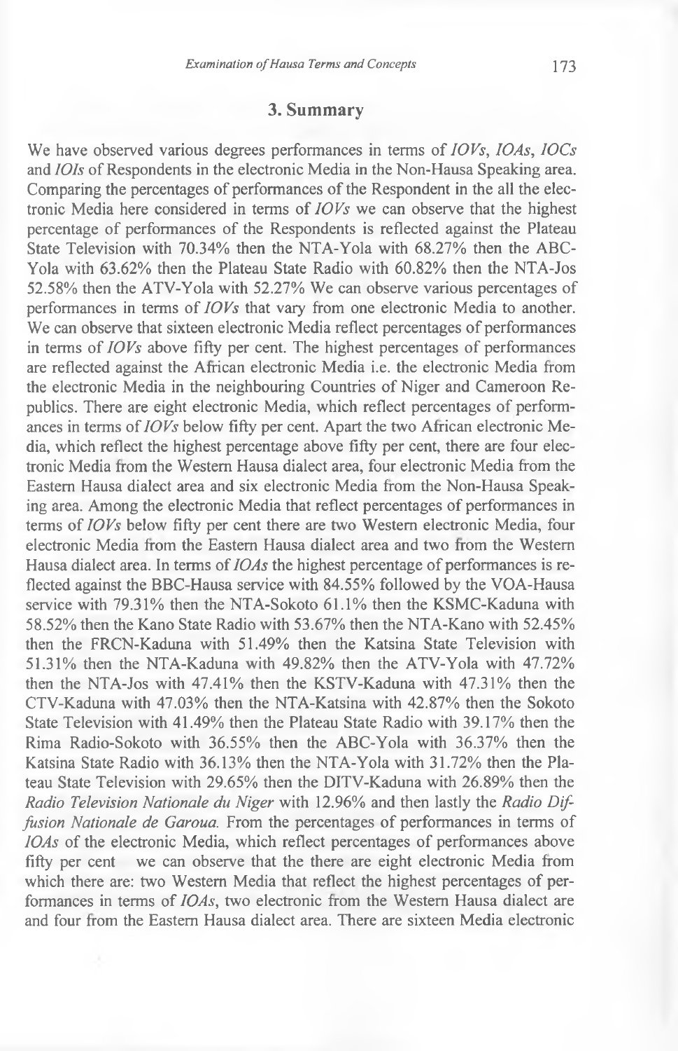## 3. Summary

We have observed various degrees performances in terms of *IOVs*, *IOAs*, *IOCs* and *IOIs* of Respondents in the electronic Media in the Non-Hausa Speaking area. Comparing the percentages of performances of the Respondent in the all the electronic Media here considered in terms of *IOVs* we can observe that the highest percentage of performances of the Respondents is reflected against the Plateau State Television with 70.34% then the NTA-Yola with 68.27% then the ABC-Yola with 63.62% then the Plateau State Radio with 60.82% then the NTA-Jos 52.58% then the ATV-Yola with 52.27% We can observe various percentages of performances in terms of *IOVs* that vary from one electronic Media to another. We can observe that sixteen electronic Media reflect percentages of performances in terms of *IOVs* above fifty per cent. The highest percentages of performances are reflected against the African electronic Media i.e. the electronic Media from the electronic Media in the neighbouring Countries of Niger and Cameroon Republics. There are eight electronic Media, which reflect percentages of performances in terms of *IOVs* below fifty per cent. Apart the two African electronic Media, which reflect the highest percentage above fifty per cent, there are four electronic Media from the Western Hausa dialect area, four electronic Media from the Eastern Hausa dialect area and six electronic Media from the Non-Hausa Speaking area. Among the electronic Media that reflect percentages of performances in terms of *IOVs* below fifty per cent there are two Western electronic Media, four electronic Media from the Eastern Hausa dialect area and two from the Western Hausa dialect area. In terms of *IOAs* the highest percentage of performances is reflected against the BBC-Hausa service with 84.55% followed by the VOA-Hausa service with 79.31% then the NTA-Sokoto 61.1% then the KSMC-Kaduna with 58.52% then the Kano State Radio with 53.67% then the NTA-Kano with 52.45% then the FRCN-Kaduna with 51.49% then the Katsina State Television with 51.31% then the NTA-Kaduna with 49.82% then the ATV-Yola with 47.72% then the NTA-Jos with 47.41% then the KSTV-Kaduna with 47.31% then the CTV-Kaduna with 47.03% then the NTA-Katsina with 42.87% then the Sokoto State Television with 41.49% then the Plateau State Radio with 39.17% then the Rima Radio-Sokoto with 36.55% then the ABC-Yola with 36.37% then the Katsina State Radio with 36.13% then the NTA-Yola with 31.72% then the Plateau State Television with 29.65% then the DITV-Kaduna with 26.89% then the *Radio Television Nationale du Niger* with 12.96% and then lastly the *Radio Diffusion Nationale de Garoua.* From the percentages of performances in terms of *IOAs* of the electronic Media, which reflect percentages of performances above fifty per cent we can observe that the there are eight electronic Media from which there are: two Western Media that reflect the highest percentages of performances in terms of *IOAs*, two electronic from the Western Hausa dialect are and four from the Eastern Hausa dialect area. There are sixteen Media electronic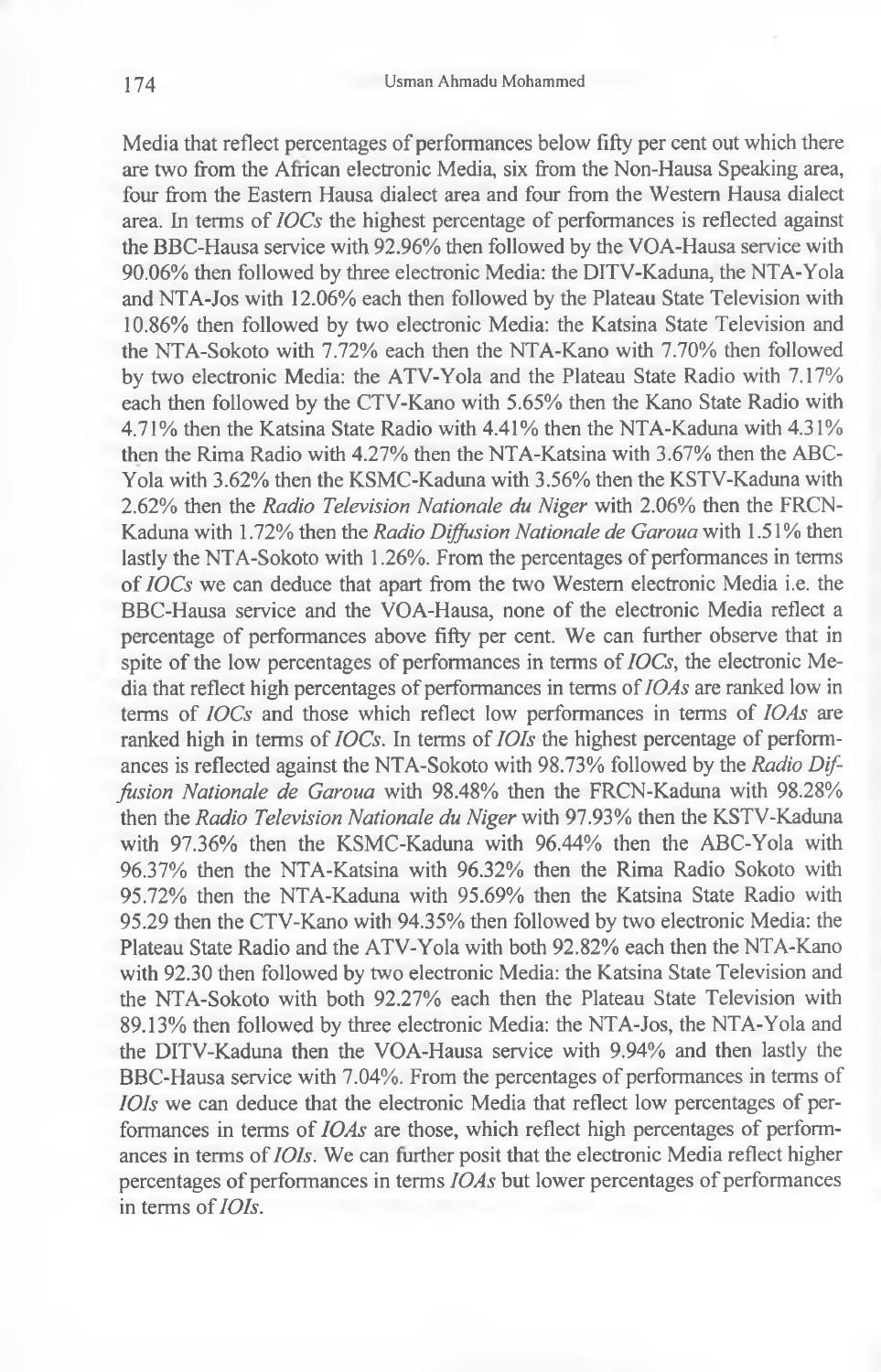Media that reflect percentages of performances below fifty per cent out which there are two from the African electronic Media, six from the Non-Hausa Speaking area, four from the Eastern Hausa dialect area and four from the Western Hausa dialect area. In terms of *IOCs* the highest percentage of performances is reflected against the BBC-Hausa service with 92.96% then followed by the VOA-Hausa service with 90.06% then followed by three electronic Media: the DITV-Kaduna, the NTA-Yola and NTA-Jos with 12.06% each then followed by the Plateau State Television with 10.86% then followed by two electronic Media: the Katsina State Television and the NTA-Sokoto with 7.72% each then the NTA-Kano with 7.70% then followed by two electronic Media: the ATV-Yola and the Plateau State Radio with 7.17% each then followed by the CTV-Kano with 5.65% then the Kano State Radio with 4.71% then the Katsina State Radio with 4.41% then the NTA-Kaduna with 4.31% then the Rima Radio with 4.27% then the NTA-Katsina with 3.67% then the ABC-Yola with 3.62% then the KSMC-Kaduna with 3.56% then the KSTV-Kaduna with 2.62% then the *Radio Television Nationale du Niger* with 2.06% then the FRCN-Kaduna with 1.72% then the *Radio Diffusion Nationale de Garoua* with 1.51% then lastly the NTA-Sokoto with 1.26%. From the percentages of performances in terms of *IOCs* we can deduce that apart from the two Western electronic Media i.e. the BBC-Hausa service and the VOA-Hausa, none of the electronic Media reflect a percentage of performances above fifty per cent. We can further observe that in spite of the low percentages of performances in terms of *IOCs*, the electronic Media that reflect high percentages of performances in terms of *IOAs* are ranked low in terms of *IOCs* and those which reflect low performances in terms of *IOAs* are ranked high in terms of *IOCs*. In terms of *IOIs* the highest percentage of performances is reflected against the NTA-Sokoto with 98.73% followed by the *Radio Diffusion Nationale de Garoua* with 98.48% then the FRCN-Kaduna with 98.28% then the *Radio Television Nationale du Niger* with 97.93% then the KSTV-Kaduna with 97.36% then the KSMC-Kaduna with 96.44% then the ABC-Yola with 96.37% then the NTA-Katsina with 96.32% then the Rima Radio Sokoto with 95.72% then the NTA-Kaduna with 95.69% then the Katsina State Radio with 95.29 then the CTV-Kano with 94.35% then followed by two electronic Media: the Plateau State Radio and the ATV-Yola with both 92.82% each then the NTA-Kano with 92.30 then followed by two electronic Media: the Katsina State Television and the NTA-Sokoto with both 92.27% each then the Plateau State Television with 89.13% then followed by three electronic Media: the NTA-Jos, the NTA-Yola and the DITV-Kaduna then the VOA-Hausa service with 9.94% and then lastly the BBC-Hausa service with 7.04%. From the percentages of performances in terms of *IOIs* we can deduce that the electronic Media that reflect low percentages of performances in terms of *IOAs* are those, which reflect high percentages of performances in terms of *IOIs*. We can further posit that the electronic Media reflect higher percentages of performances in terms *IOAs* but lower percentages of performances in terms of *IOIs*.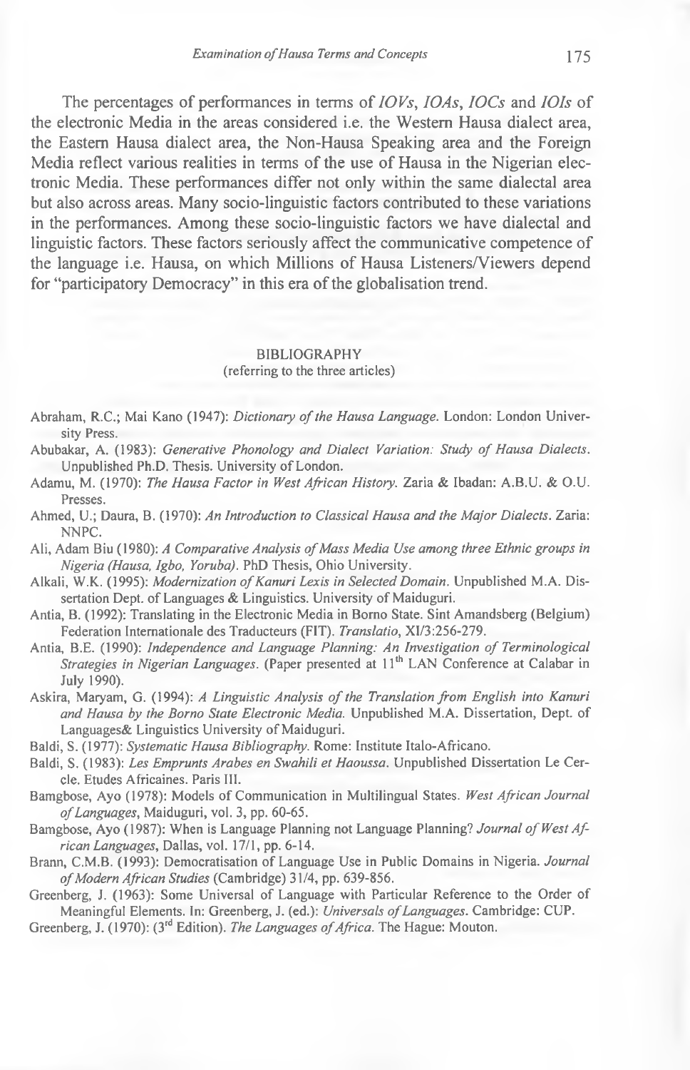The percentages of performances in terms of *IOVs*, *IOAs*, *IOCs* and *IOIs* of the electronic Media in the areas considered i.e. the Western Hausa dialect area, the Eastern Hausa dialect area, the Non-Hausa Speaking area and the Foreign Media reflect various realities in terms of the use of Hausa in the Nigerian electronic Media. These performances differ not only within the same dialectal area but also across areas. Many socio-linguistic factors contributed to these variations in the performances. Among these socio-linguistic factors we have dialectal and linguistic factors. These factors seriously affect the communicative competence of the language i.e. Hausa, on which Millions of Hausa Listeners/Viewers depend for "participatory Democracy" in this era of the globalisation trend.

## BIBLIOGRAPHY

(referring to the three articles)

Abraham, R.C.; Mai Kano (1947): *Dictionary of the Hausa Language*. London: London University Press.

Abubakar, A. (1983): *Generative Phonology and Dialect Variation: Study of Hausa Dialects*. Unpublished Ph.D. Thesis. University of London.

Adamu, M. (1970): *The Hausa Factor in West African History*. Zaria & Ibadan: A.B.U. & O.U. Presses.

Ahmed, U.; Daura, B. (1970): *An Introduction to Classical Hausa and the Major Dialects*. Zaria: NNPC.

Ali, Adam Biu (1980): *A Comparative Analysis of Mass Media Use among three Ethnic groups in Nigeria (Hausa, Igbo, Yoruba)*. PhD Thesis, Ohio University.

Alkali, W.K. (1995): *Modernization of Kanuri Lexis in Selected Domain*. Unpublished M.A. Dissertation Dept. of Languages & Linguistics. University of Maiduguri.

Antia, B. (1992): Translating in the Electronic Media in Borno State. Sint Amandsberg (Belgium) Federation Internationale des Traducteurs (FIT). *Translatio*, XI/3:256-279.

Antia, B.E. (1990): *Independence and Language Planning: An Investigation of Terminological Strategies in Nigerian Languages*. (Paper presented at 11th LAN Conference at Calabar in July 1990).

Askira, Maryam, G. (1994): *A Linguistic Analysis of the Translation from English into Kanuri and Hausa by the Borno State Electronic Media*. Unpublished M.A. Dissertation, Dept. of Languages& Linguistics University of Maiduguri.

Baldi, S. (1977): *Systematic Hausa Bibliography*. Rome: Institute Italo-Africano.

Baldi, S. (1983): *Les Emprunts Arabes en Swahili et Haoussa*. Unpublished Dissertation Le Cercle. Etudes Africaines. Paris III.

Bamgbose, Ayo (1978): Models of Communication in Multilingual States. *West African Journal of Languages*, Maiduguri, vol. 3, pp. 60-65.

Bamgbose, Ayo (1987): When is Language Planning not Language Planning? *Journal of West African Languages*, Dallas, vol. 17/1, pp. 6-14.

Brann, C.M.B. (1993): Democratisation of Language Use in Public Domains in Nigeria. *Journal of Modern African Studies* (Cambridge) 31/4, pp. 639-856.

Greenberg, J. (1963): Some Universal of Language with Particular Reference to the Order of Meaningful Elements. In: Greenberg, J. (ed.): *Universals of Languages*. Cambridge: CUP.

Greenberg, J. (1970): (3rd Edition). *The Languages of Africa*. The Hague: Mouton.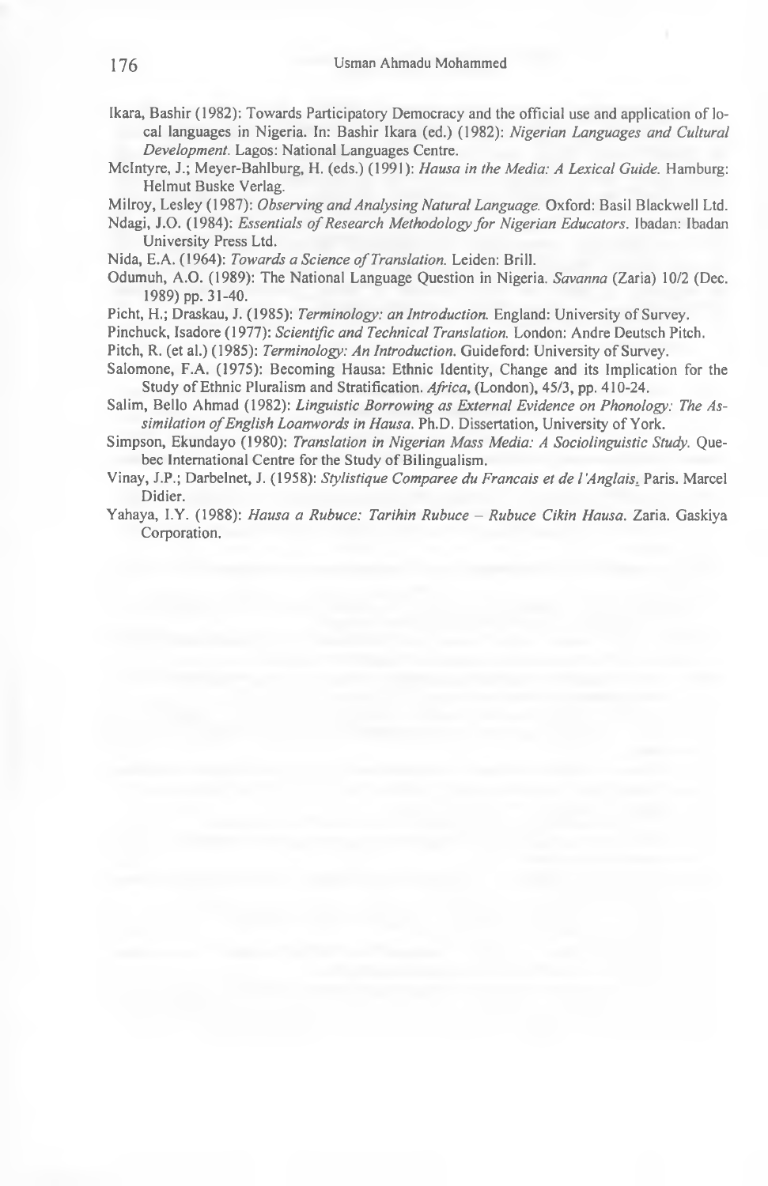Ikara, Bashir (1982): Towards Participatory Democracy and the official use and application of local languages in Nigeria. In: Bashir Ikara (ed.) (1982): *Nigerian Languages and Cultural Development.* Lagos: National Languages Centre.

McIntyre, J.; Meyer-Bahlburg, H. (eds.) (1991): *Hausa in the Media: A Lexical Guide.* Hamburg: Helmut Buske Verlag.

Milroy, Lesley (1987): *Observing and Analysing Natural Language.* Oxford: Basil Blackwell Ltd.

Ndagi, J.O. (1984): *Essentials of Research Methodology for Nigerian Educators.* Ibadan: Ibadan University Press Ltd.

Nida, E.A. (1964): *Towards a Science of Translation.* Leiden: Brill.

Odumuh, A.O. (1989): The National Language Question in Nigeria. *Savanna* (Zaria) 10/2 (Dec. 1989) pp. 31-40.

Picht, H.; Draskau, J. (1985): *Terminology: an Introduction.* England: University of Survey.

Pinchuck, Isadore (1977): *Scientific and Technical Translation.* London: Andre Deutsch Pitch.

Pitch, R. (et al.) (1985): *Terminology: An Introduction.* Guideford: University of Survey.

Salomone, F.A. (1975): Becoming Hausa: Ethnic Identity, Change and its Implication for the Study of Ethnic Pluralism and Stratification. *Africa,* (London), 45/3, pp. 410-24.

Salim, Bello Ahmad (1982): *Linguistic Borrowing as External Evidence on Phonology: The Assimilation of English Loanwords in Hausa.* Ph.D. Dissertation, University of York.

Simpson, Ekundayo (1980): *Translation in Nigerian Mass Media: A Sociolinguistic Study.* Quebec International Centre for the Study of Bilingualism.

Vinay, J.P.; Darbelnet, J. (1958): *Stylistique Comparee du Francais et de l'Anglais.* Paris. Marcel Didier.

Yahaya, I.Y. (1988): *Hausa a Rubuce: Tarihin Rubuce – Rubuce Cikin Hausa.* Zaria. Gaskiya Corporation.